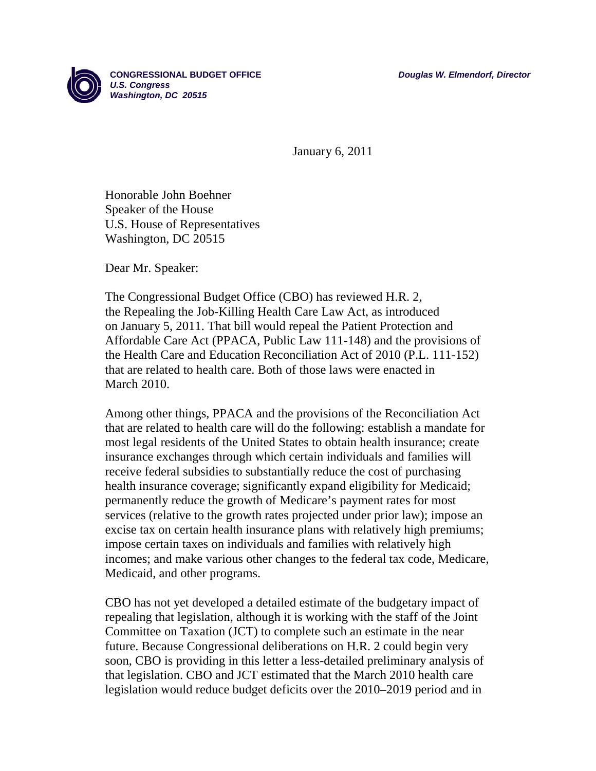**CONGRESSIONAL BUDGET OFFICE**
***U.S. Congress***
***Washington, DC 20515***

***Douglas W. Elmendorf, Director***

January 6, 2011

Honorable John Boehner
Speaker of the House
U.S. House of Representatives
Washington, DC 20515

Dear Mr. Speaker:

The Congressional Budget Office (CBO) has reviewed H.R. 2, the Repealing the Job-Killing Health Care Law Act, as introduced on January 5, 2011. That bill would repeal the Patient Protection and Affordable Care Act (PPACA, Public Law 111-148) and the provisions of the Health Care and Education Reconciliation Act of 2010 (P.L. 111-152) that are related to health care. Both of those laws were enacted in March 2010.

Among other things, PPACA and the provisions of the Reconciliation Act that are related to health care will do the following: establish a mandate for most legal residents of the United States to obtain health insurance; create insurance exchanges through which certain individuals and families will receive federal subsidies to substantially reduce the cost of purchasing health insurance coverage; significantly expand eligibility for Medicaid; permanently reduce the growth of Medicare's payment rates for most services (relative to the growth rates projected under prior law); impose an excise tax on certain health insurance plans with relatively high premiums; impose certain taxes on individuals and families with relatively high incomes; and make various other changes to the federal tax code, Medicare, Medicaid, and other programs.

CBO has not yet developed a detailed estimate of the budgetary impact of repealing that legislation, although it is working with the staff of the Joint Committee on Taxation (JCT) to complete such an estimate in the near future. Because Congressional deliberations on H.R. 2 could begin very soon, CBO is providing in this letter a less-detailed preliminary analysis of that legislation. CBO and JCT estimated that the March 2010 health care legislation would reduce budget deficits over the 2010–2019 period and in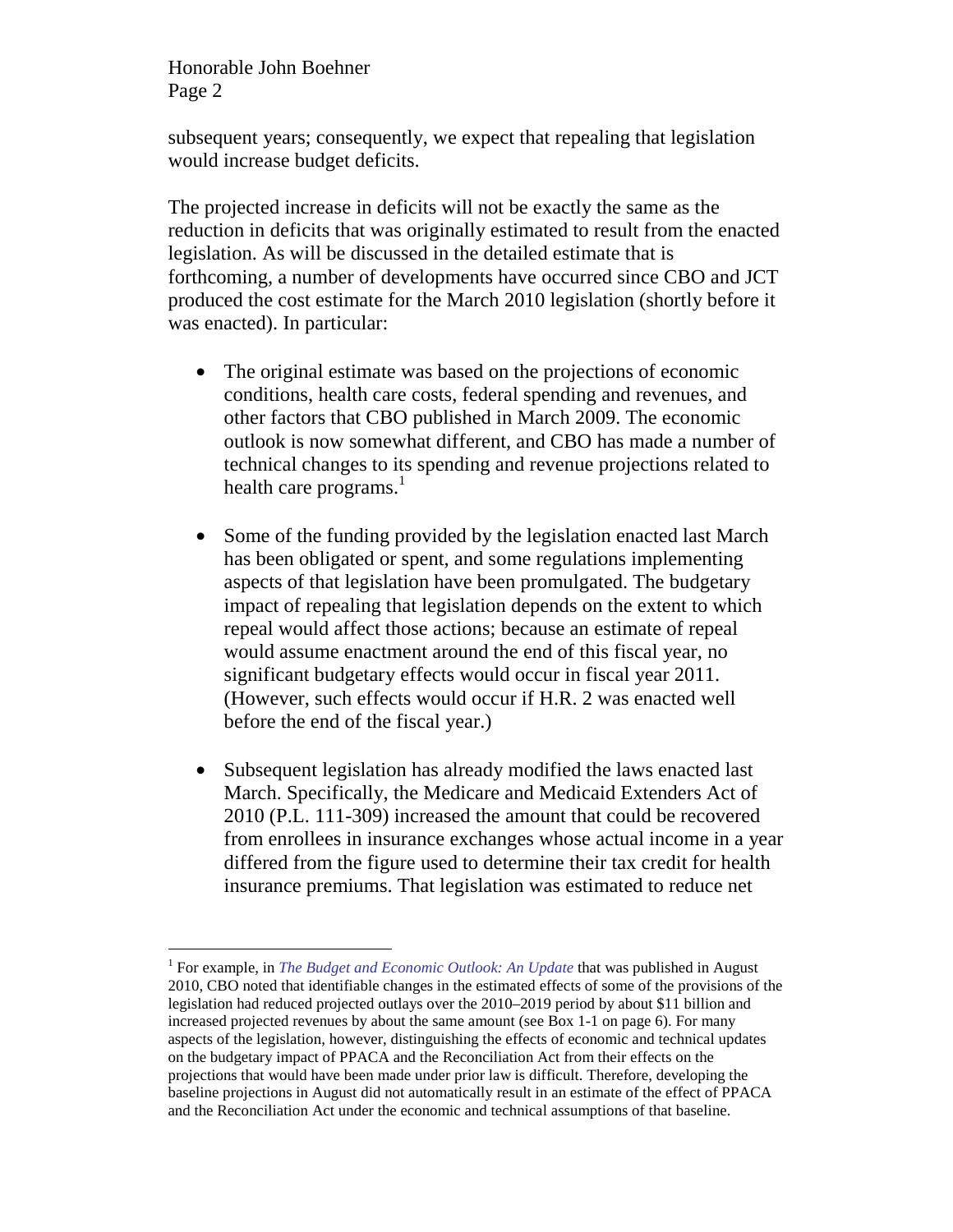subsequent years; consequently, we expect that repealing that legislation would increase budget deficits.

The projected increase in deficits will not be exactly the same as the reduction in deficits that was originally estimated to result from the enacted legislation. As will be discussed in the detailed estimate that is forthcoming, a number of developments have occurred since CBO and JCT produced the cost estimate for the March 2010 legislation (shortly before it was enacted). In particular:

- The original estimate was based on the projections of economic conditions, health care costs, federal spending and revenues, and other factors that CBO published in March 2009. The economic outlook is now somewhat different, and CBO has made a number of technical changes to its spending and revenue projections related to health care programs.[1]

- Some of the funding provided by the legislation enacted last March has been obligated or spent, and some regulations implementing aspects of that legislation have been promulgated. The budgetary impact of repealing that legislation depends on the extent to which repeal would affect those actions; because an estimate of repeal would assume enactment around the end of this fiscal year, no significant budgetary effects would occur in fiscal year 2011. (However, such effects would occur if H.R. 2 was enacted well before the end of the fiscal year.)

- Subsequent legislation has already modified the laws enacted last March. Specifically, the Medicare and Medicaid Extenders Act of 2010 (P.L. 111-309) increased the amount that could be recovered from enrollees in insurance exchanges whose actual income in a year differed from the figure used to determine their tax credit for health insurance premiums. That legislation was estimated to reduce net

[1] For example, in *The Budget and Economic Outlook: An Update* that was published in August 2010, CBO noted that identifiable changes in the estimated effects of some of the provisions of the legislation had reduced projected outlays over the 2010–2019 period by about $11 billion and increased projected revenues by about the same amount (see Box 1-1 on page 6). For many aspects of the legislation, however, distinguishing the effects of economic and technical updates on the budgetary impact of PPACA and the Reconciliation Act from their effects on the projections that would have been made under prior law is difficult. Therefore, developing the baseline projections in August did not automatically result in an estimate of the effect of PPACA and the Reconciliation Act under the economic and technical assumptions of that baseline.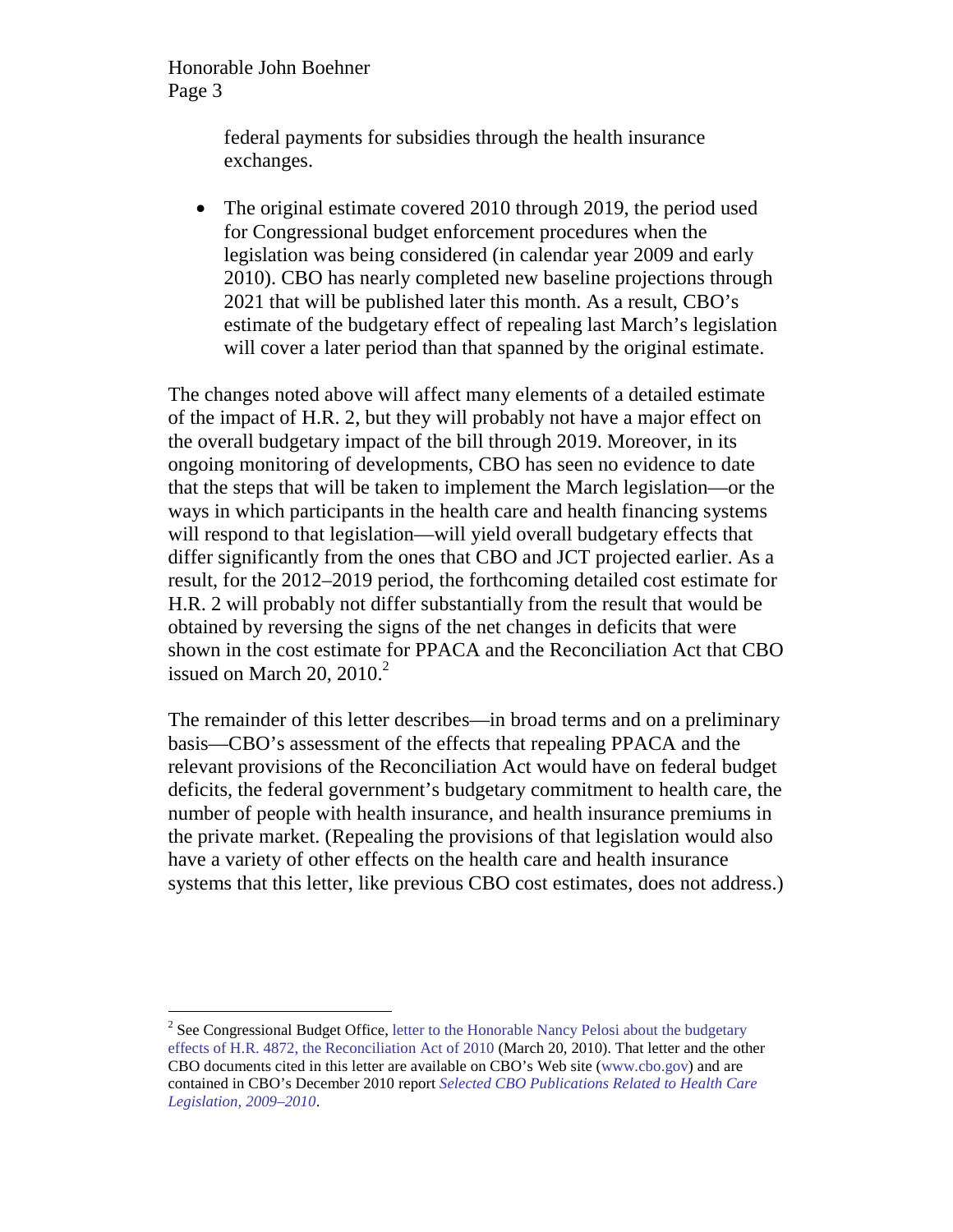federal payments for subsidies through the health insurance exchanges.

- The original estimate covered 2010 through 2019, the period used for Congressional budget enforcement procedures when the legislation was being considered (in calendar year 2009 and early 2010). CBO has nearly completed new baseline projections through 2021 that will be published later this month. As a result, CBO's estimate of the budgetary effect of repealing last March's legislation will cover a later period than that spanned by the original estimate.

The changes noted above will affect many elements of a detailed estimate of the impact of H.R. 2, but they will probably not have a major effect on the overall budgetary impact of the bill through 2019. Moreover, in its ongoing monitoring of developments, CBO has seen no evidence to date that the steps that will be taken to implement the March legislation—or the ways in which participants in the health care and health financing systems will respond to that legislation—will yield overall budgetary effects that differ significantly from the ones that CBO and JCT projected earlier. As a result, for the 2012–2019 period, the forthcoming detailed cost estimate for H.R. 2 will probably not differ substantially from the result that would be obtained by reversing the signs of the net changes in deficits that were shown in the cost estimate for PPACA and the Reconciliation Act that CBO issued on March 20, 2010.[2]

The remainder of this letter describes—in broad terms and on a preliminary basis—CBO's assessment of the effects that repealing PPACA and the relevant provisions of the Reconciliation Act would have on federal budget deficits, the federal government's budgetary commitment to health care, the number of people with health insurance, and health insurance premiums in the private market. (Repealing the provisions of that legislation would also have a variety of other effects on the health care and health insurance systems that this letter, like previous CBO cost estimates, does not address.)

---

[2] See Congressional Budget Office, letter to the Honorable Nancy Pelosi about the budgetary effects of H.R. 4872, the Reconciliation Act of 2010 (March 20, 2010). That letter and the other CBO documents cited in this letter are available on CBO's Web site (www.cbo.gov) and are contained in CBO's December 2010 report *Selected CBO Publications Related to Health Care Legislation, 2009–2010*.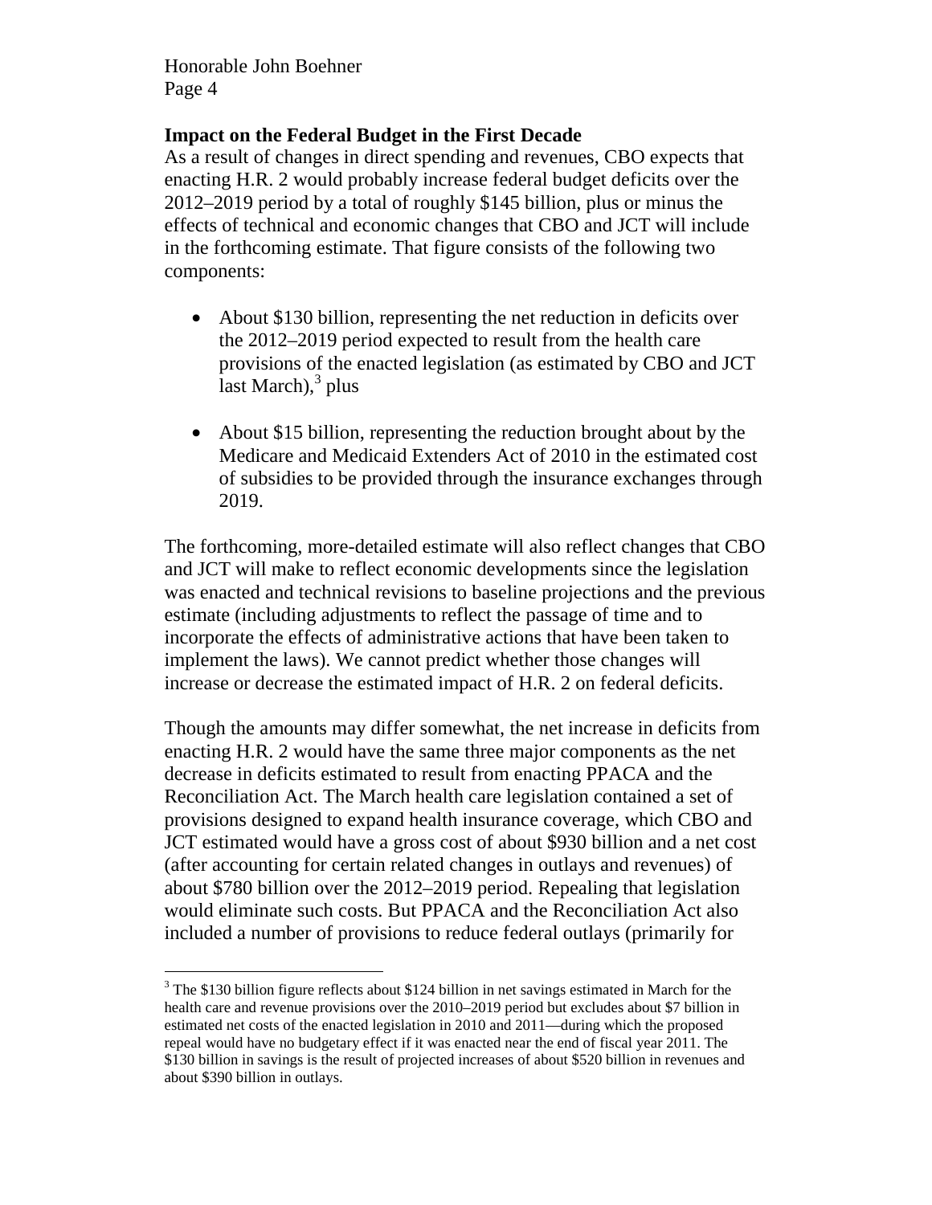**Impact on the Federal Budget in the First Decade**

As a result of changes in direct spending and revenues, CBO expects that enacting H.R. 2 would probably increase federal budget deficits over the 2012–2019 period by a total of roughly $145 billion, plus or minus the effects of technical and economic changes that CBO and JCT will include in the forthcoming estimate. That figure consists of the following two components:

- About $130 billion, representing the net reduction in deficits over the 2012–2019 period expected to result from the health care provisions of the enacted legislation (as estimated by CBO and JCT last March),[3] plus
- About $15 billion, representing the reduction brought about by the Medicare and Medicaid Extenders Act of 2010 in the estimated cost of subsidies to be provided through the insurance exchanges through 2019.

The forthcoming, more-detailed estimate will also reflect changes that CBO and JCT will make to reflect economic developments since the legislation was enacted and technical revisions to baseline projections and the previous estimate (including adjustments to reflect the passage of time and to incorporate the effects of administrative actions that have been taken to implement the laws). We cannot predict whether those changes will increase or decrease the estimated impact of H.R. 2 on federal deficits.

Though the amounts may differ somewhat, the net increase in deficits from enacting H.R. 2 would have the same three major components as the net decrease in deficits estimated to result from enacting PPACA and the Reconciliation Act. The March health care legislation contained a set of provisions designed to expand health insurance coverage, which CBO and JCT estimated would have a gross cost of about $930 billion and a net cost (after accounting for certain related changes in outlays and revenues) of about $780 billion over the 2012–2019 period. Repealing that legislation would eliminate such costs. But PPACA and the Reconciliation Act also included a number of provisions to reduce federal outlays (primarily for

[3] The $130 billion figure reflects about $124 billion in net savings estimated in March for the health care and revenue provisions over the 2010–2019 period but excludes about $7 billion in estimated net costs of the enacted legislation in 2010 and 2011—during which the proposed repeal would have no budgetary effect if it was enacted near the end of fiscal year 2011. The $130 billion in savings is the result of projected increases of about $520 billion in revenues and about $390 billion in outlays.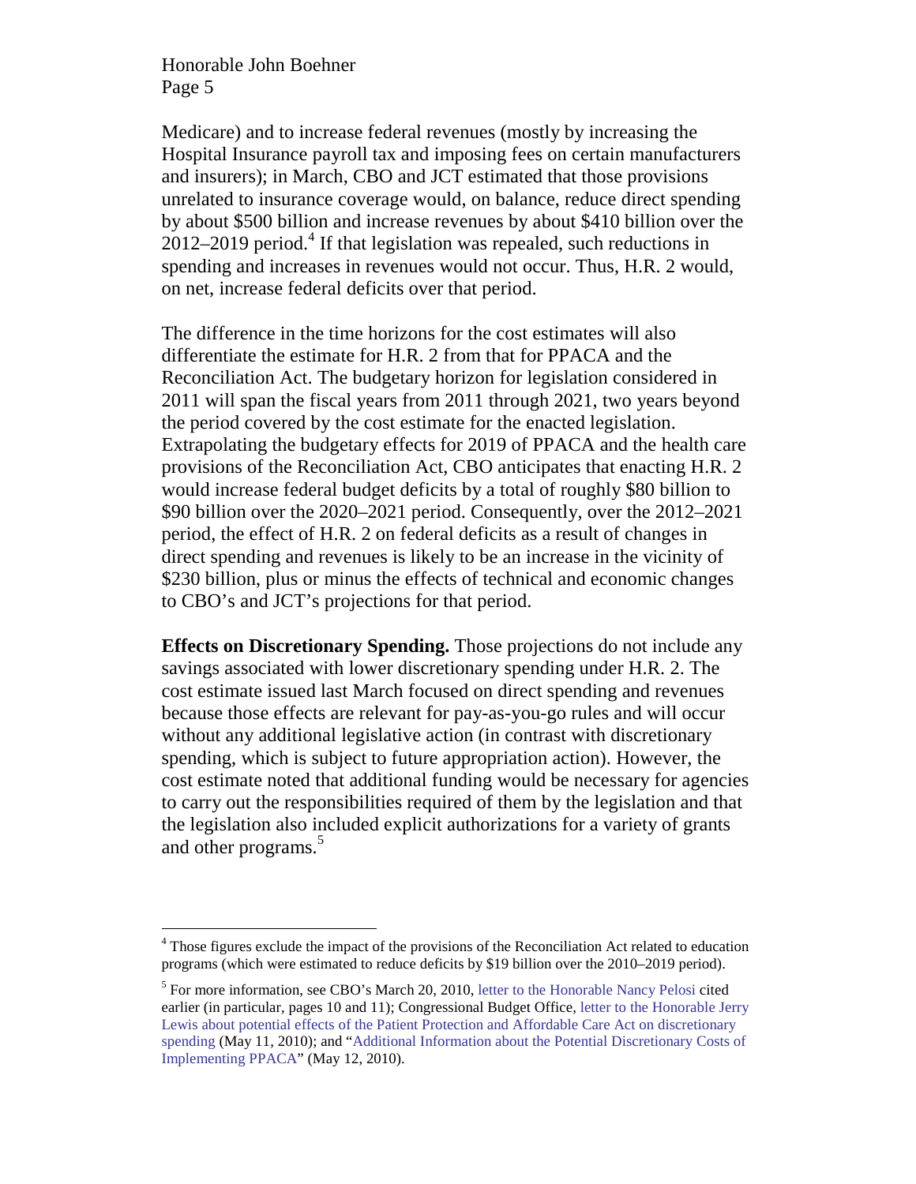Medicare) and to increase federal revenues (mostly by increasing the Hospital Insurance payroll tax and imposing fees on certain manufacturers and insurers); in March, CBO and JCT estimated that those provisions unrelated to insurance coverage would, on balance, reduce direct spending by about $500 billion and increase revenues by about $410 billion over the 2012–2019 period.[4] If that legislation was repealed, such reductions in spending and increases in revenues would not occur. Thus, H.R. 2 would, on net, increase federal deficits over that period.

The difference in the time horizons for the cost estimates will also differentiate the estimate for H.R. 2 from that for PPACA and the Reconciliation Act. The budgetary horizon for legislation considered in 2011 will span the fiscal years from 2011 through 2021, two years beyond the period covered by the cost estimate for the enacted legislation. Extrapolating the budgetary effects for 2019 of PPACA and the health care provisions of the Reconciliation Act, CBO anticipates that enacting H.R. 2 would increase federal budget deficits by a total of roughly $80 billion to $90 billion over the 2020–2021 period. Consequently, over the 2012–2021 period, the effect of H.R. 2 on federal deficits as a result of changes in direct spending and revenues is likely to be an increase in the vicinity of $230 billion, plus or minus the effects of technical and economic changes to CBO's and JCT's projections for that period.

**Effects on Discretionary Spending.** Those projections do not include any savings associated with lower discretionary spending under H.R. 2. The cost estimate issued last March focused on direct spending and revenues because those effects are relevant for pay-as-you-go rules and will occur without any additional legislative action (in contrast with discretionary spending, which is subject to future appropriation action). However, the cost estimate noted that additional funding would be necessary for agencies to carry out the responsibilities required of them by the legislation and that the legislation also included explicit authorizations for a variety of grants and other programs.[5]

---

[4] Those figures exclude the impact of the provisions of the Reconciliation Act related to education programs (which were estimated to reduce deficits by $19 billion over the 2010–2019 period).

[5] For more information, see CBO's March 20, 2010, letter to the Honorable Nancy Pelosi cited earlier (in particular, pages 10 and 11); Congressional Budget Office, letter to the Honorable Jerry Lewis about potential effects of the Patient Protection and Affordable Care Act on discretionary spending (May 11, 2010); and "Additional Information about the Potential Discretionary Costs of Implementing PPACA" (May 12, 2010).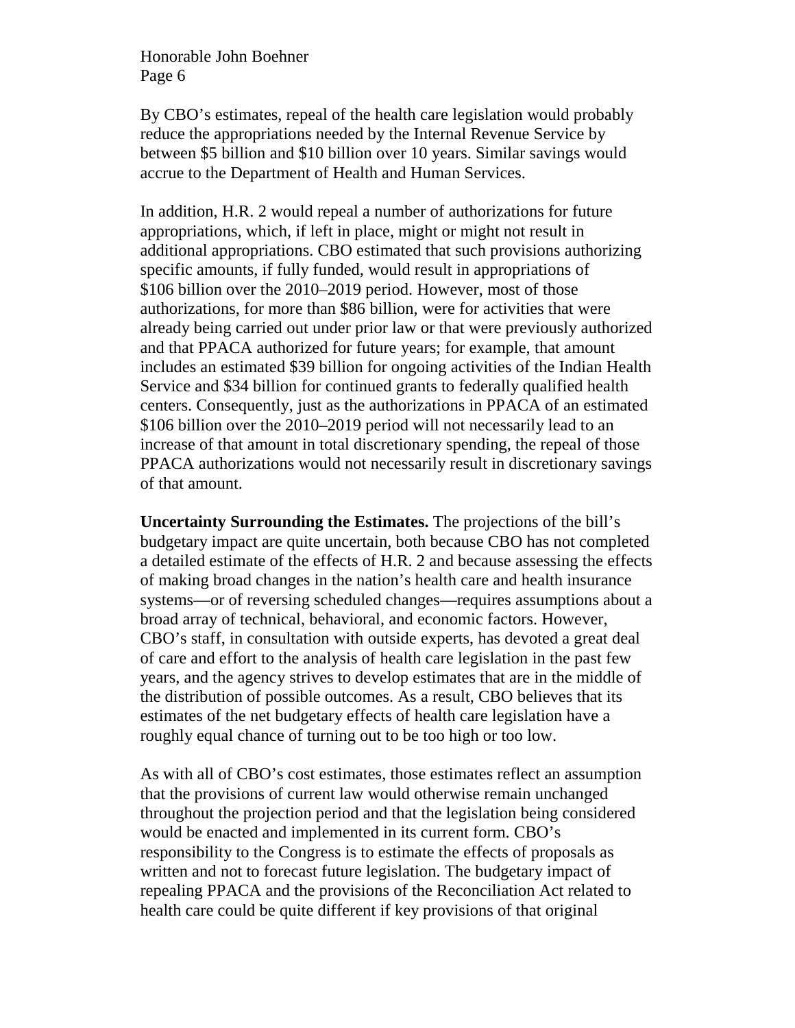By CBO's estimates, repeal of the health care legislation would probably reduce the appropriations needed by the Internal Revenue Service by between $5 billion and $10 billion over 10 years. Similar savings would accrue to the Department of Health and Human Services.

In addition, H.R. 2 would repeal a number of authorizations for future appropriations, which, if left in place, might or might not result in additional appropriations. CBO estimated that such provisions authorizing specific amounts, if fully funded, would result in appropriations of $106 billion over the 2010–2019 period. However, most of those authorizations, for more than $86 billion, were for activities that were already being carried out under prior law or that were previously authorized and that PPACA authorized for future years; for example, that amount includes an estimated $39 billion for ongoing activities of the Indian Health Service and $34 billion for continued grants to federally qualified health centers. Consequently, just as the authorizations in PPACA of an estimated $106 billion over the 2010–2019 period will not necessarily lead to an increase of that amount in total discretionary spending, the repeal of those PPACA authorizations would not necessarily result in discretionary savings of that amount.

**Uncertainty Surrounding the Estimates.** The projections of the bill's budgetary impact are quite uncertain, both because CBO has not completed a detailed estimate of the effects of H.R. 2 and because assessing the effects of making broad changes in the nation's health care and health insurance systems—or of reversing scheduled changes—requires assumptions about a broad array of technical, behavioral, and economic factors. However, CBO's staff, in consultation with outside experts, has devoted a great deal of care and effort to the analysis of health care legislation in the past few years, and the agency strives to develop estimates that are in the middle of the distribution of possible outcomes. As a result, CBO believes that its estimates of the net budgetary effects of health care legislation have a roughly equal chance of turning out to be too high or too low.

As with all of CBO's cost estimates, those estimates reflect an assumption that the provisions of current law would otherwise remain unchanged throughout the projection period and that the legislation being considered would be enacted and implemented in its current form. CBO's responsibility to the Congress is to estimate the effects of proposals as written and not to forecast future legislation. The budgetary impact of repealing PPACA and the provisions of the Reconciliation Act related to health care could be quite different if key provisions of that original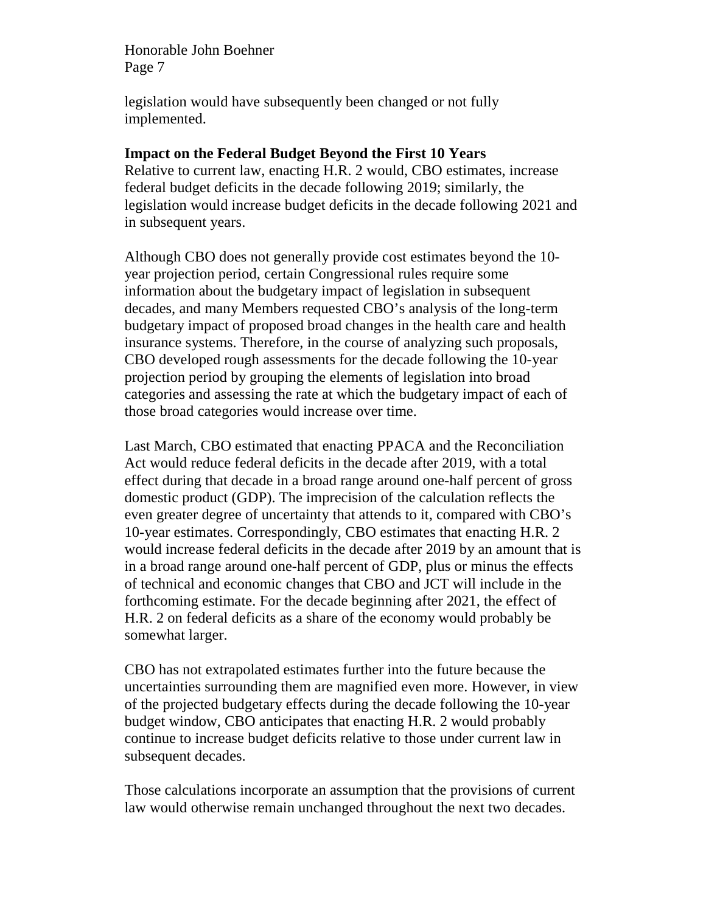legislation would have subsequently been changed or not fully implemented.

**Impact on the Federal Budget Beyond the First 10 Years**

Relative to current law, enacting H.R. 2 would, CBO estimates, increase federal budget deficits in the decade following 2019; similarly, the legislation would increase budget deficits in the decade following 2021 and in subsequent years.

Although CBO does not generally provide cost estimates beyond the 10-year projection period, certain Congressional rules require some information about the budgetary impact of legislation in subsequent decades, and many Members requested CBO's analysis of the long-term budgetary impact of proposed broad changes in the health care and health insurance systems. Therefore, in the course of analyzing such proposals, CBO developed rough assessments for the decade following the 10-year projection period by grouping the elements of legislation into broad categories and assessing the rate at which the budgetary impact of each of those broad categories would increase over time.

Last March, CBO estimated that enacting PPACA and the Reconciliation Act would reduce federal deficits in the decade after 2019, with a total effect during that decade in a broad range around one-half percent of gross domestic product (GDP). The imprecision of the calculation reflects the even greater degree of uncertainty that attends to it, compared with CBO's 10-year estimates. Correspondingly, CBO estimates that enacting H.R. 2 would increase federal deficits in the decade after 2019 by an amount that is in a broad range around one-half percent of GDP, plus or minus the effects of technical and economic changes that CBO and JCT will include in the forthcoming estimate. For the decade beginning after 2021, the effect of H.R. 2 on federal deficits as a share of the economy would probably be somewhat larger.

CBO has not extrapolated estimates further into the future because the uncertainties surrounding them are magnified even more. However, in view of the projected budgetary effects during the decade following the 10-year budget window, CBO anticipates that enacting H.R. 2 would probably continue to increase budget deficits relative to those under current law in subsequent decades.

Those calculations incorporate an assumption that the provisions of current law would otherwise remain unchanged throughout the next two decades.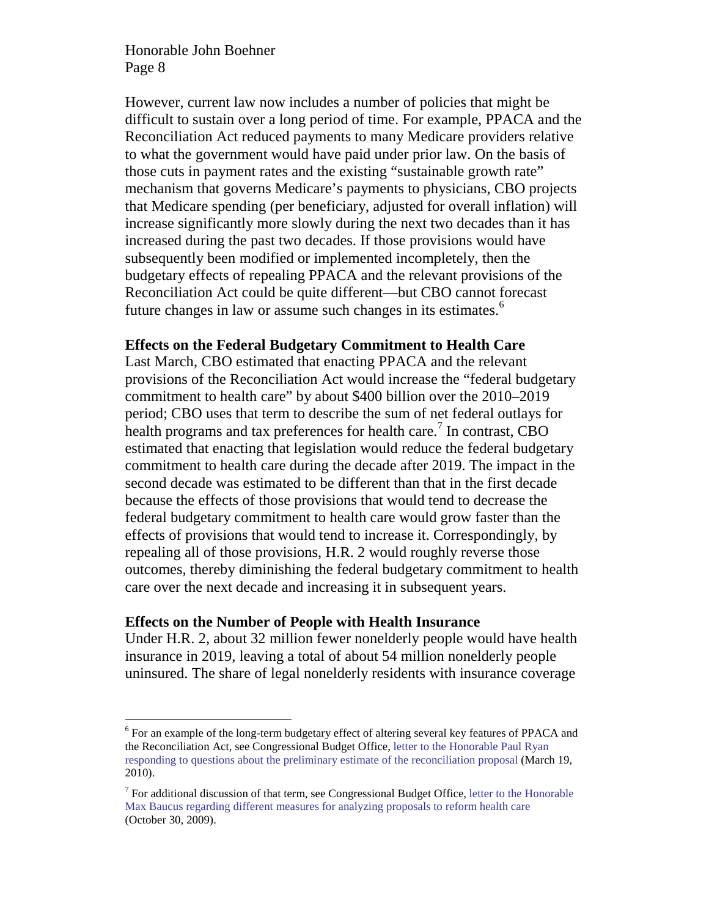However, current law now includes a number of policies that might be difficult to sustain over a long period of time. For example, PPACA and the Reconciliation Act reduced payments to many Medicare providers relative to what the government would have paid under prior law. On the basis of those cuts in payment rates and the existing "sustainable growth rate" mechanism that governs Medicare's payments to physicians, CBO projects that Medicare spending (per beneficiary, adjusted for overall inflation) will increase significantly more slowly during the next two decades than it has increased during the past two decades. If those provisions would have subsequently been modified or implemented incompletely, then the budgetary effects of repealing PPACA and the relevant provisions of the Reconciliation Act could be quite different—but CBO cannot forecast future changes in law or assume such changes in its estimates.[6]

**Effects on the Federal Budgetary Commitment to Health Care**

Last March, CBO estimated that enacting PPACA and the relevant provisions of the Reconciliation Act would increase the "federal budgetary commitment to health care" by about $400 billion over the 2010–2019 period; CBO uses that term to describe the sum of net federal outlays for health programs and tax preferences for health care.[7] In contrast, CBO estimated that enacting that legislation would reduce the federal budgetary commitment to health care during the decade after 2019. The impact in the second decade was estimated to be different than that in the first decade because the effects of those provisions that would tend to decrease the federal budgetary commitment to health care would grow faster than the effects of provisions that would tend to increase it. Correspondingly, by repealing all of those provisions, H.R. 2 would roughly reverse those outcomes, thereby diminishing the federal budgetary commitment to health care over the next decade and increasing it in subsequent years.

**Effects on the Number of People with Health Insurance**

Under H.R. 2, about 32 million fewer nonelderly people would have health insurance in 2019, leaving a total of about 54 million nonelderly people uninsured. The share of legal nonelderly residents with insurance coverage

---

[6] For an example of the long-term budgetary effect of altering several key features of PPACA and the Reconciliation Act, see Congressional Budget Office, letter to the Honorable Paul Ryan responding to questions about the preliminary estimate of the reconciliation proposal (March 19, 2010).

[7] For additional discussion of that term, see Congressional Budget Office, letter to the Honorable Max Baucus regarding different measures for analyzing proposals to reform health care (October 30, 2009).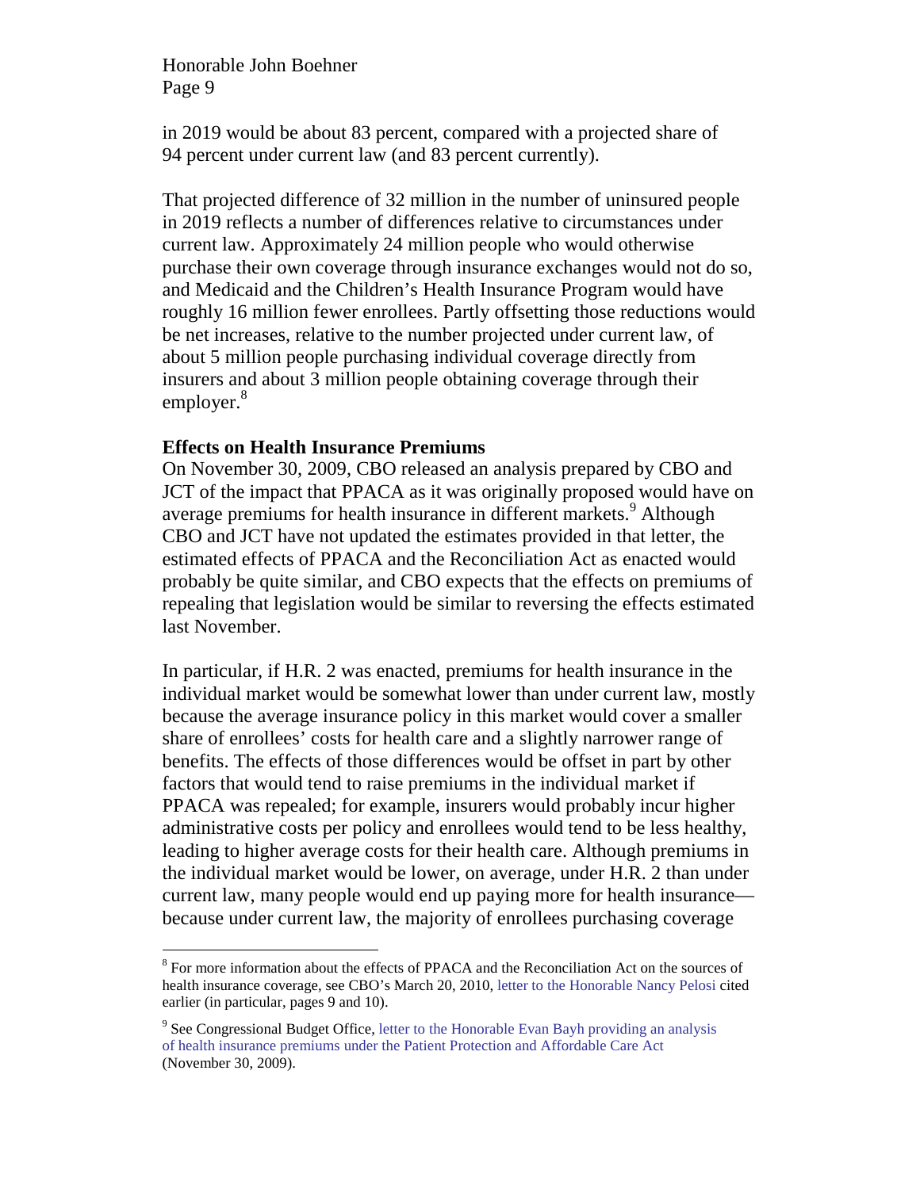in 2019 would be about 83 percent, compared with a projected share of 94 percent under current law (and 83 percent currently).

That projected difference of 32 million in the number of uninsured people in 2019 reflects a number of differences relative to circumstances under current law. Approximately 24 million people who would otherwise purchase their own coverage through insurance exchanges would not do so, and Medicaid and the Children's Health Insurance Program would have roughly 16 million fewer enrollees. Partly offsetting those reductions would be net increases, relative to the number projected under current law, of about 5 million people purchasing individual coverage directly from insurers and about 3 million people obtaining coverage through their employer.[8]

**Effects on Health Insurance Premiums**

On November 30, 2009, CBO released an analysis prepared by CBO and JCT of the impact that PPACA as it was originally proposed would have on average premiums for health insurance in different markets.[9] Although CBO and JCT have not updated the estimates provided in that letter, the estimated effects of PPACA and the Reconciliation Act as enacted would probably be quite similar, and CBO expects that the effects on premiums of repealing that legislation would be similar to reversing the effects estimated last November.

In particular, if H.R. 2 was enacted, premiums for health insurance in the individual market would be somewhat lower than under current law, mostly because the average insurance policy in this market would cover a smaller share of enrollees' costs for health care and a slightly narrower range of benefits. The effects of those differences would be offset in part by other factors that would tend to raise premiums in the individual market if PPACA was repealed; for example, insurers would probably incur higher administrative costs per policy and enrollees would tend to be less healthy, leading to higher average costs for their health care. Although premiums in the individual market would be lower, on average, under H.R. 2 than under current law, many people would end up paying more for health insurance—because under current law, the majority of enrollees purchasing coverage

---

[8] For more information about the effects of PPACA and the Reconciliation Act on the sources of health insurance coverage, see CBO's March 20, 2010, letter to the Honorable Nancy Pelosi cited earlier (in particular, pages 9 and 10).

[9] See Congressional Budget Office, letter to the Honorable Evan Bayh providing an analysis of health insurance premiums under the Patient Protection and Affordable Care Act (November 30, 2009).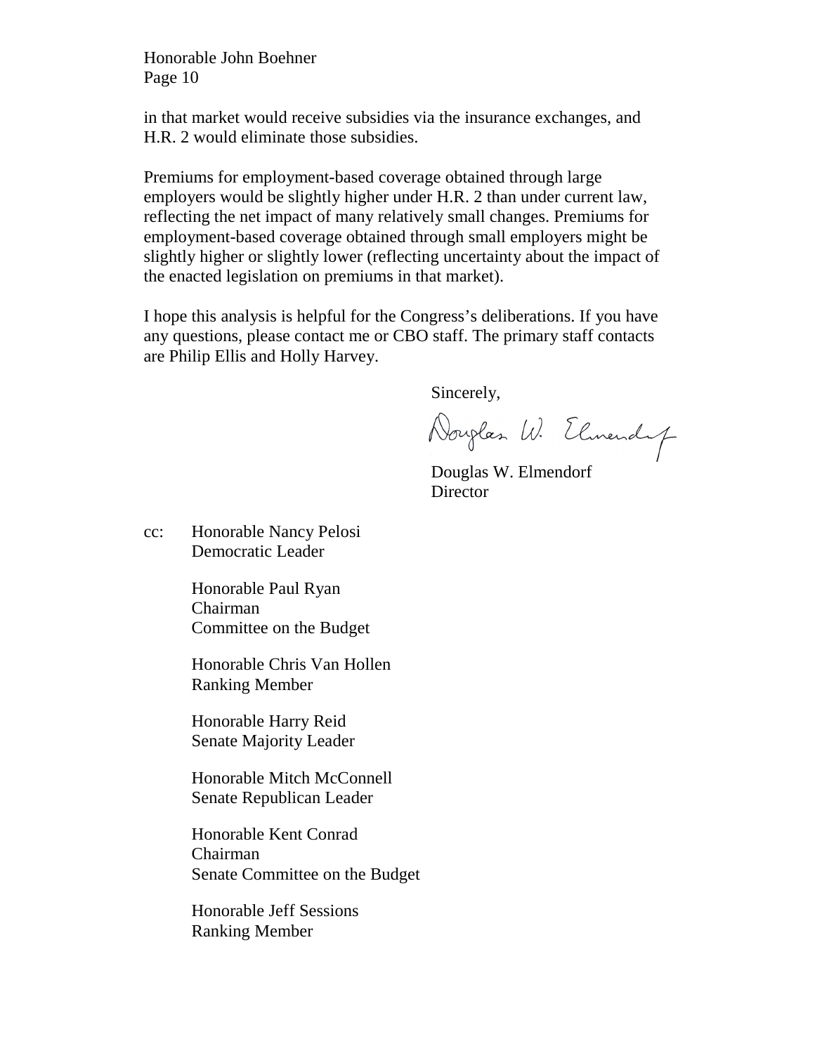in that market would receive subsidies via the insurance exchanges, and H.R. 2 would eliminate those subsidies.

Premiums for employment-based coverage obtained through large employers would be slightly higher under H.R. 2 than under current law, reflecting the net impact of many relatively small changes. Premiums for employment-based coverage obtained through small employers might be slightly higher or slightly lower (reflecting uncertainty about the impact of the enacted legislation on premiums in that market).

I hope this analysis is helpful for the Congress's deliberations. If you have any questions, please contact me or CBO staff. The primary staff contacts are Philip Ellis and Holly Harvey.

Sincerely,

Douglas W. Elmendorf

Douglas W. Elmendorf
Director

cc: Honorable Nancy Pelosi
Democratic Leader

Honorable Paul Ryan
Chairman
Committee on the Budget

Honorable Chris Van Hollen
Ranking Member

Honorable Harry Reid
Senate Majority Leader

Honorable Mitch McConnell
Senate Republican Leader

Honorable Kent Conrad
Chairman
Senate Committee on the Budget

Honorable Jeff Sessions
Ranking Member